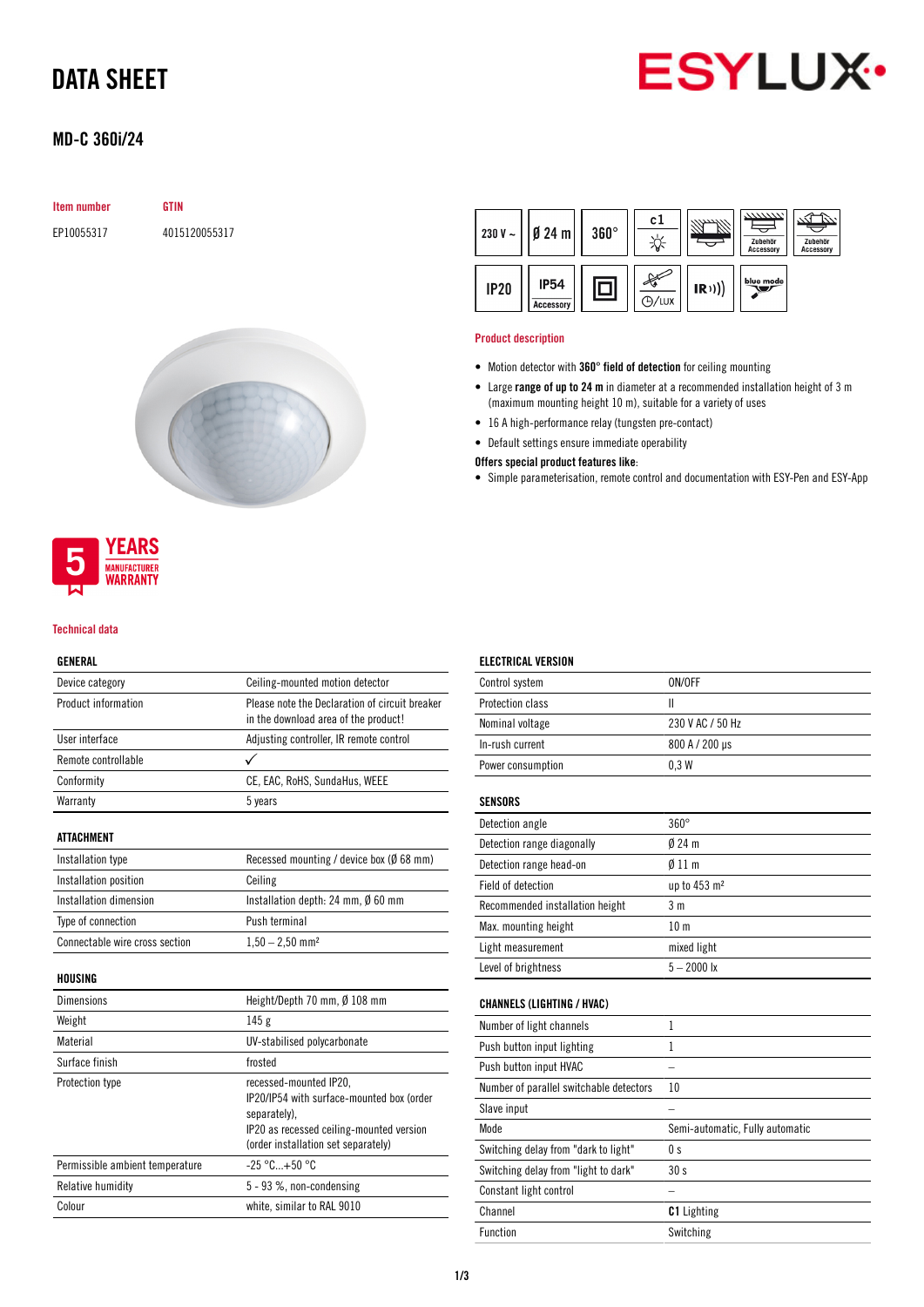# DATA SHEET

## MD-C 360i/24

| Item number | GTIN |
|---|---|
| EP10055317 | 4015120055317 |

230 V ~ | Ø 24 m | 360° | c1 | IP20 | IP54 Accessory | IR | blue mode

### Product description

- Motion detector with **360° field of detection** for ceiling mounting
- Large **range of up to 24 m** in diameter at a recommended installation height of 3 m (maximum mounting height 10 m), suitable for a variety of uses
- 16 A high-performance relay (tungsten pre-contact)
- Default settings ensure immediate operability

**Offers special product features like**:

- Simple parameterisation, remote control and documentation with ESY-Pen and ESY-App

5 YEARS MANUFACTURER WARRANTY

### Technical data

**GENERAL**

| | |
|---|---|
| Device category | Ceiling-mounted motion detector |
| Product information | Please note the Declaration of circuit breaker in the download area of the product! |
| User interface | Adjusting controller, IR remote control |
| Remote controllable | ✓ |
| Conformity | CE, EAC, RoHS, SundaHus, WEEE |
| Warranty | 5 years |

**ATTACHMENT**

| | |
|---|---|
| Installation type | Recessed mounting / device box (Ø 68 mm) |
| Installation position | Ceiling |
| Installation dimension | Installation depth: 24 mm, Ø 60 mm |
| Type of connection | Push terminal |
| Connectable wire cross section | 1,50 – 2,50 mm² |

**HOUSING**

| | |
|---|---|
| Dimensions | Height/Depth 70 mm, Ø 108 mm |
| Weight | 145 g |
| Material | UV-stabilised polycarbonate |
| Surface finish | frosted |
| Protection type | recessed-mounted IP20, IP20/IP54 with surface-mounted box (order separately), IP20 as recessed ceiling-mounted version (order installation set separately) |
| Permissible ambient temperature | -25 °C...+50 °C |
| Relative humidity | 5 - 93 %, non-condensing |
| Colour | white, similar to RAL 9010 |

**ELECTRICAL VERSION**

| | |
|---|---|
| Control system | ON/OFF |
| Protection class | II |
| Nominal voltage | 230 V AC / 50 Hz |
| In-rush current | 800 A / 200 µs |
| Power consumption | 0,3 W |

**SENSORS**

| | |
|---|---|
| Detection angle | 360° |
| Detection range diagonally | Ø 24 m |
| Detection range head-on | Ø 11 m |
| Field of detection | up to 453 m² |
| Recommended installation height | 3 m |
| Max. mounting height | 10 m |
| Light measurement | mixed light |
| Level of brightness | 5 – 2000 lx |

**CHANNELS (LIGHTING / HVAC)**

| | |
|---|---|
| Number of light channels | 1 |
| Push button input lighting | 1 |
| Push button input HVAC | – |
| Number of parallel switchable detectors | 10 |
| Slave input | – |
| Mode | Semi-automatic, Fully automatic |
| Switching delay from "dark to light" | 0 s |
| Switching delay from "light to dark" | 30 s |
| Constant light control | – |
| Channel | **C1** Lighting |
| Function | Switching |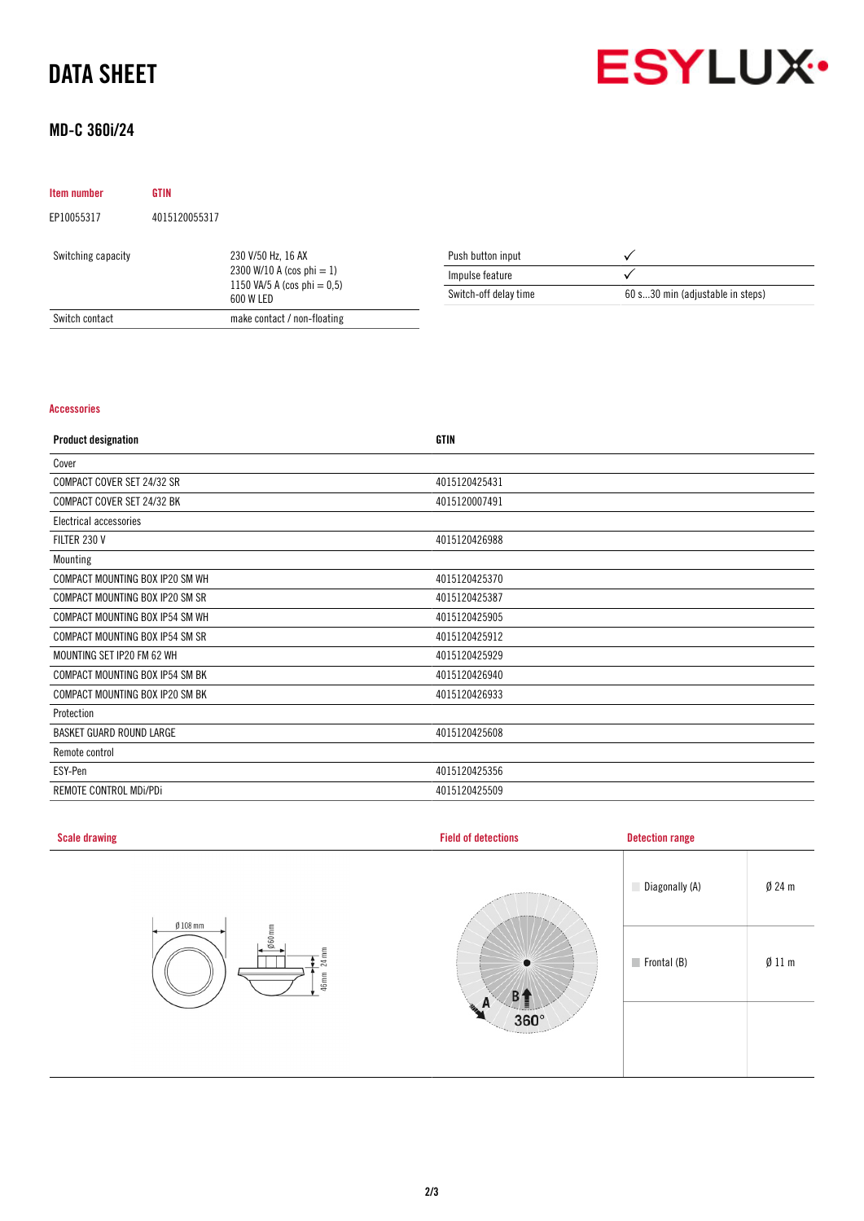# DATA SHEET

## MD-C 360i/24

| Item number | GTIN |
|---|---|
| EP10055317 | 4015120055317 |

| | |
|---|---|
| Switching capacity | 230 V/50 Hz, 16 AX<br>2300 W/10 A (cos phi = 1)<br>1150 VA/5 A (cos phi = 0,5)<br>600 W LED |
| Switch contact | make contact / non-floating |

| | |
|---|---|
| Push button input | ✓ |
| Impulse feature | ✓ |
| Switch-off delay time | 60 s...30 min (adjustable in steps) |

### Accessories

| Product designation | GTIN |
|---|---|
| Cover | |
| COMPACT COVER SET 24/32 SR | 4015120425431 |
| COMPACT COVER SET 24/32 BK | 4015120007491 |
| Electrical accessories | |
| FILTER 230 V | 4015120426988 |
| Mounting | |
| COMPACT MOUNTING BOX IP20 SM WH | 4015120425370 |
| COMPACT MOUNTING BOX IP20 SM SR | 4015120425387 |
| COMPACT MOUNTING BOX IP54 SM WH | 4015120425905 |
| COMPACT MOUNTING BOX IP54 SM SR | 4015120425912 |
| MOUNTING SET IP20 FM 62 WH | 4015120425929 |
| COMPACT MOUNTING BOX IP54 SM BK | 4015120426940 |
| COMPACT MOUNTING BOX IP20 SM BK | 4015120426933 |
| Protection | |
| BASKET GUARD ROUND LARGE | 4015120425608 |
| Remote control | |
| ESY-Pen | 4015120425356 |
| REMOTE CONTROL MDi/PDi | 4015120425509 |

### Scale drawing

Ø 108 mm, Ø 60 mm, 24 mm, 46 mm

### Field of detections

A, B, 360°

### Detection range

| | |
|---|---|
| Diagonally (A) | Ø 24 m |
| Frontal (B) | Ø 11 m |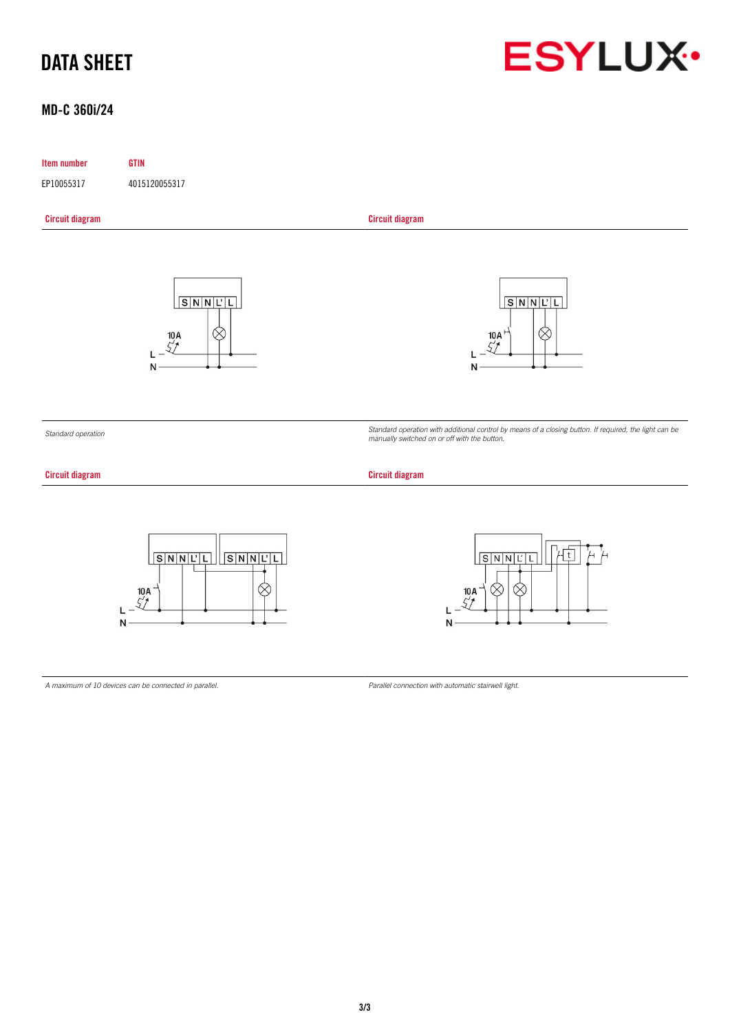# DATA SHEET

## MD-C 360i/24

| Item number | GTIN |
| --- | --- |
| EP10055317 | 4015120055317 |

### Circuit diagram

S N N L' L
10A
L
N

*Standard operation*

### Circuit diagram

S N N L' L
10A
L
N

*Standard operation with additional control by means of a closing button. If required, the light can be manually switched on or off with the button.*

### Circuit diagram

S N N L' L
S N N L' L
10A
L
N

*A maximum of 10 devices can be connected in parallel.*

### Circuit diagram

S N N L' L
t
10A
L
N

*Parallel connection with automatic stairwell light.*